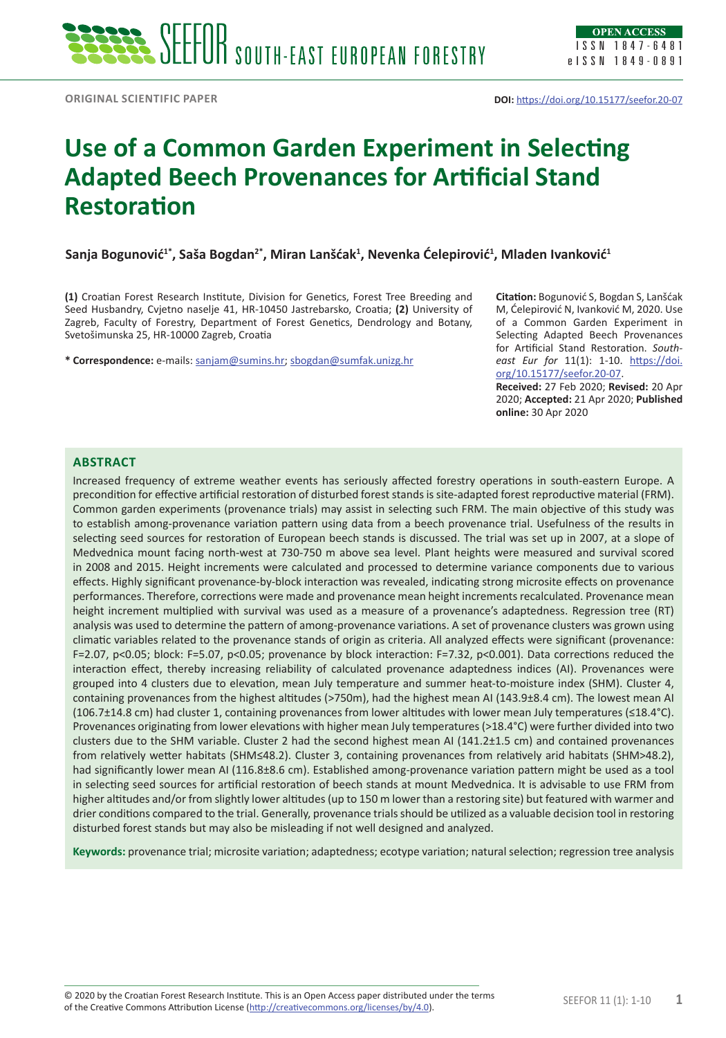ORIGINAL SCIENTIFIC PAPER

**DOI:** https://doi.org/10.15177/seefor.20-07

# Use of a Common Garden Experiment in Selecting Adapted Beech Provenances for Artificial Stand Restoration

**Sanja Bogunović[1*], Saša Bogdan[2*], Miran Lanšćak[1], Nevenka Ćelepirović[1], Mladen Ivanković[1]**

**(1)** Croatian Forest Research Institute, Division for Genetics, Forest Tree Breeding and Seed Husbandry, Cvjetno naselje 41, HR-10450 Jastrebarsko, Croatia; **(2)** University of Zagreb, Faculty of Forestry, Department of Forest Genetics, Dendrology and Botany, Svetošimunska 25, HR-10000 Zagreb, Croatia

**\* Correspondence:** e-mails: sanjam@sumins.hr; sbogdan@sumfak.unizg.hr

**Citation:** Bogunović S, Bogdan S, Lanšćak M, Ćelepirović N, Ivanković M, 2020. Use of a Common Garden Experiment in Selecting Adapted Beech Provenances for Artificial Stand Restoration. *South-east Eur for* 11(1): 1-10. https://doi.org/10.15177/seefor.20-07.

**Received:** 27 Feb 2020; **Revised:** 20 Apr 2020; **Accepted:** 21 Apr 2020; **Published online:** 30 Apr 2020

## ABSTRACT

Increased frequency of extreme weather events has seriously affected forestry operations in south-eastern Europe. A precondition for effective artificial restoration of disturbed forest stands is site-adapted forest reproductive material (FRM). Common garden experiments (provenance trials) may assist in selecting such FRM. The main objective of this study was to establish among-provenance variation pattern using data from a beech provenance trial. Usefulness of the results in selecting seed sources for restoration of European beech stands is discussed. The trial was set up in 2007, at a slope of Medvednica mount facing north-west at 730-750 m above sea level. Plant heights were measured and survival scored in 2008 and 2015. Height increments were calculated and processed to determine variance components due to various effects. Highly significant provenance-by-block interaction was revealed, indicating strong microsite effects on provenance performances. Therefore, corrections were made and provenance mean height increments recalculated. Provenance mean height increment multiplied with survival was used as a measure of a provenance's adaptedness. Regression tree (RT) analysis was used to determine the pattern of among-provenance variations. A set of provenance clusters was grown using climatic variables related to the provenance stands of origin as criteria. All analyzed effects were significant (provenance: $F=2.07$, $p<0.05$; block: $F=5.07$, $p<0.05$; provenance by block interaction: $F=7.32$, $p<0.001$). Data corrections reduced the interaction effect, thereby increasing reliability of calculated provenance adaptedness indices (AI). Provenances were grouped into 4 clusters due to elevation, mean July temperature and summer heat-to-moisture index (SHM). Cluster 4, containing provenances from the highest altitudes (>750m), had the highest mean AI (143.9±8.4 cm). The lowest mean AI (106.7±14.8 cm) had cluster 1, containing provenances from lower altitudes with lower mean July temperatures (≤18.4°C). Provenances originating from lower elevations with higher mean July temperatures (>18.4°C) were further divided into two clusters due to the SHM variable. Cluster 2 had the second highest mean AI (141.2±1.5 cm) and contained provenances from relatively wetter habitats (SHM≤48.2). Cluster 3, containing provenances from relatively arid habitats (SHM>48.2), had significantly lower mean AI (116.8±8.6 cm). Established among-provenance variation pattern might be used as a tool in selecting seed sources for artificial restoration of beech stands at mount Medvednica. It is advisable to use FRM from higher altitudes and/or from slightly lower altitudes (up to 150 m lower than a restoring site) but featured with warmer and drier conditions compared to the trial. Generally, provenance trials should be utilized as a valuable decision tool in restoring disturbed forest stands but may also be misleading if not well designed and analyzed.

**Keywords:** provenance trial; microsite variation; adaptedness; ecotype variation; natural selection; regression tree analysis

© 2020 by the Croatian Forest Research Institute. This is an Open Access paper distributed under the terms of the Creative Commons Attribution License (http://creativecommons.org/licenses/by/4.0).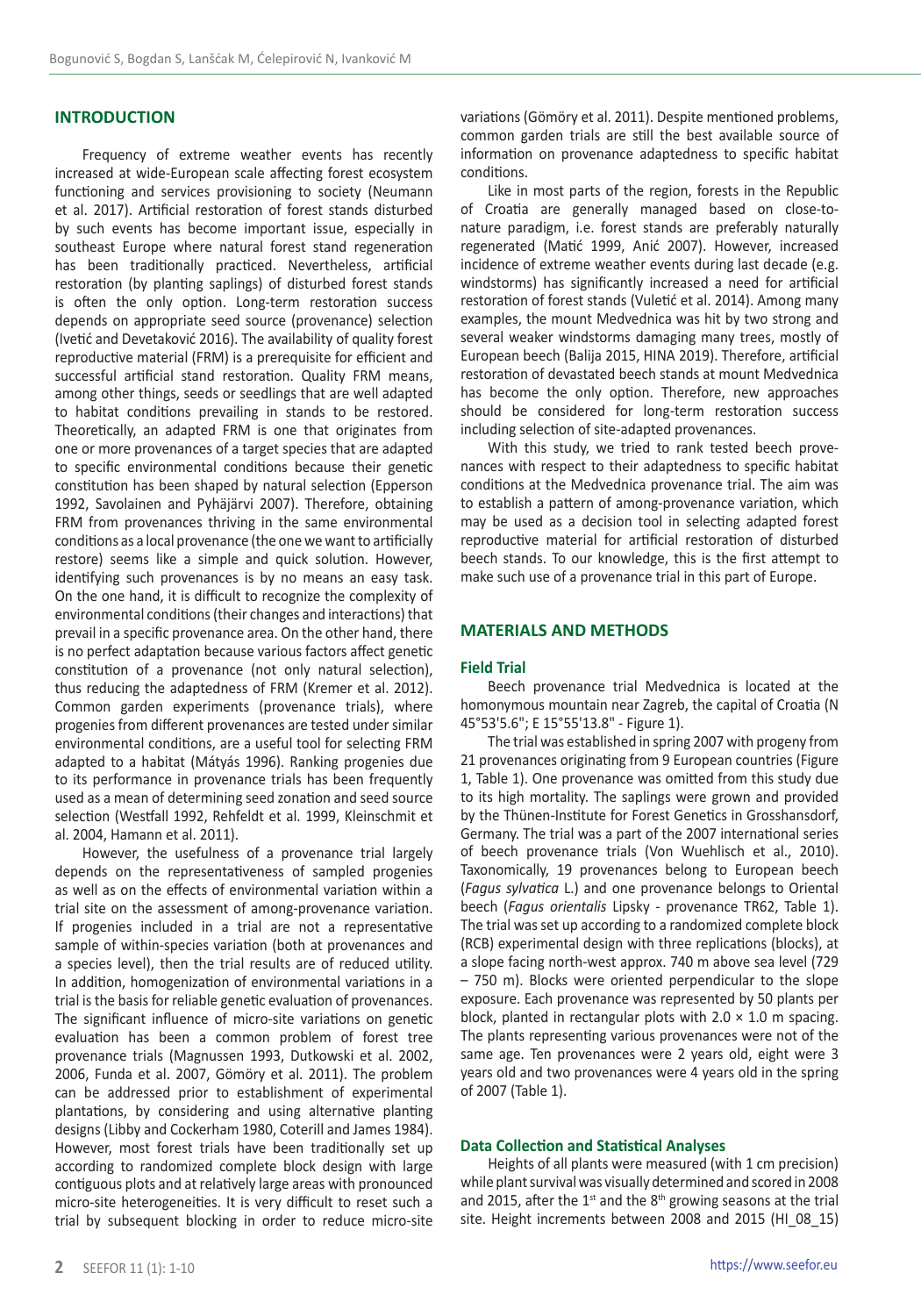## INTRODUCTION

Frequency of extreme weather events has recently increased at wide-European scale affecting forest ecosystem functioning and services provisioning to society (Neumann et al. 2017). Artificial restoration of forest stands disturbed by such events has become important issue, especially in southeast Europe where natural forest stand regeneration has been traditionally practiced. Nevertheless, artificial restoration (by planting saplings) of disturbed forest stands is often the only option. Long-term restoration success depends on appropriate seed source (provenance) selection (Ivetić and Devetaković 2016). The availability of quality forest reproductive material (FRM) is a prerequisite for efficient and successful artificial stand restoration. Quality FRM means, among other things, seeds or seedlings that are well adapted to habitat conditions prevailing in stands to be restored. Theoretically, an adapted FRM is one that originates from one or more provenances of a target species that are adapted to specific environmental conditions because their genetic constitution has been shaped by natural selection (Epperson 1992, Savolainen and Pyhäjärvi 2007). Therefore, obtaining FRM from provenances thriving in the same environmental conditions as a local provenance (the one we want to artificially restore) seems like a simple and quick solution. However, identifying such provenances is by no means an easy task. On the one hand, it is difficult to recognize the complexity of environmental conditions (their changes and interactions) that prevail in a specific provenance area. On the other hand, there is no perfect adaptation because various factors affect genetic constitution of a provenance (not only natural selection), thus reducing the adaptedness of FRM (Kremer et al. 2012). Common garden experiments (provenance trials), where progenies from different provenances are tested under similar environmental conditions, are a useful tool for selecting FRM adapted to a habitat (Mátyás 1996). Ranking progenies due to its performance in provenance trials has been frequently used as a mean of determining seed zonation and seed source selection (Westfall 1992, Rehfeldt et al. 1999, Kleinschmit et al. 2004, Hamann et al. 2011).

However, the usefulness of a provenance trial largely depends on the representativeness of sampled progenies as well as on the effects of environmental variation within a trial site on the assessment of among-provenance variation. If progenies included in a trial are not a representative sample of within-species variation (both at provenances and a species level), then the trial results are of reduced utility. In addition, homogenization of environmental variations in a trial is the basis for reliable genetic evaluation of provenances. The significant influence of micro-site variations on genetic evaluation has been a common problem of forest tree provenance trials (Magnussen 1993, Dutkowski et al. 2002, 2006, Funda et al. 2007, Gömöry et al. 2011). The problem can be addressed prior to establishment of experimental plantations, by considering and using alternative planting designs (Libby and Cockerham 1980, Coterill and James 1984). However, most forest trials have been traditionally set up according to randomized complete block design with large contiguous plots and at relatively large areas with pronounced micro-site heterogeneities. It is very difficult to reset such a trial by subsequent blocking in order to reduce micro-site variations (Gömöry et al. 2011). Despite mentioned problems, common garden trials are still the best available source of information on provenance adaptedness to specific habitat conditions.

Like in most parts of the region, forests in the Republic of Croatia are generally managed based on close-to-nature paradigm, i.e. forest stands are preferably naturally regenerated (Matić 1999, Anić 2007). However, increased incidence of extreme weather events during last decade (e.g. windstorms) has significantly increased a need for artificial restoration of forest stands (Vuletić et al. 2014). Among many examples, the mount Medvednica was hit by two strong and several weaker windstorms damaging many trees, mostly of European beech (Balija 2015, HINA 2019). Therefore, artificial restoration of devastated beech stands at mount Medvednica has become the only option. Therefore, new approaches should be considered for long-term restoration success including selection of site-adapted provenances.

With this study, we tried to rank tested beech provenances with respect to their adaptedness to specific habitat conditions at the Medvednica provenance trial. The aim was to establish a pattern of among-provenance variation, which may be used as a decision tool in selecting adapted forest reproductive material for artificial restoration of disturbed beech stands. To our knowledge, this is the first attempt to make such use of a provenance trial in this part of Europe.

## MATERIALS AND METHODS

### Field Trial

Beech provenance trial Medvednica is located at the homonymous mountain near Zagreb, the capital of Croatia (N 45°53'5.6"; E 15°55'13.8" - Figure 1).

The trial was established in spring 2007 with progeny from 21 provenances originating from 9 European countries (Figure 1, Table 1). One provenance was omitted from this study due to its high mortality. The saplings were grown and provided by the Thünen-Institute for Forest Genetics in Grosshansdorf, Germany. The trial was a part of the 2007 international series of beech provenance trials (Von Wuehlisch et al., 2010). Taxonomically, 19 provenances belong to European beech (*Fagus sylvatica* L.) and one provenance belongs to Oriental beech (*Fagus orientalis* Lipsky - provenance TR62, Table 1). The trial was set up according to a randomized complete block (RCB) experimental design with three replications (blocks), at a slope facing north-west approx. 740 m above sea level (729 – 750 m). Blocks were oriented perpendicular to the slope exposure. Each provenance was represented by 50 plants per block, planted in rectangular plots with 2.0 × 1.0 m spacing. The plants representing various provenances were not of the same age. Ten provenances were 2 years old, eight were 3 years old and two provenances were 4 years old in the spring of 2007 (Table 1).

### Data Collection and Statistical Analyses

Heights of all plants were measured (with 1 cm precision) while plant survival was visually determined and scored in 2008 and 2015, after the 1st and the 8th growing seasons at the trial site. Height increments between 2008 and 2015 (HI_08_15)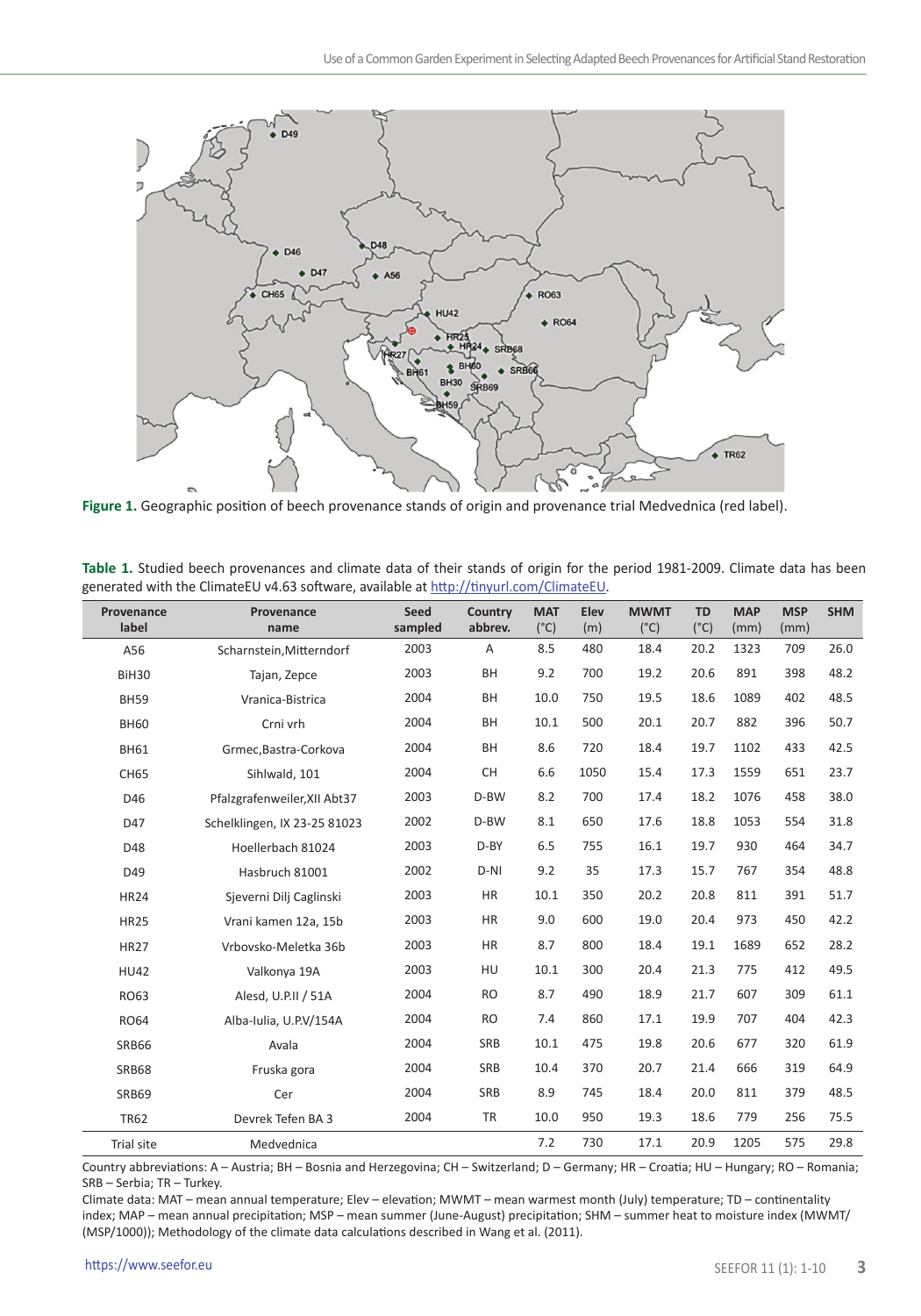**Figure 1.** Geographic position of beech provenance stands of origin and provenance trial Medvednica (red label).

**Table 1.** Studied beech provenances and climate data of their stands of origin for the period 1981-2009. Climate data has been generated with the ClimateEU v4.63 software, available at http://tinyurl.com/ClimateEU.

| Provenance label | Provenance name | Seed sampled | Country abbrev. | MAT (°C) | Elev (m) | MWMT (°C) | TD (°C) | MAP (mm) | MSP (mm) | SHM |
|---|---|---|---|---|---|---|---|---|---|---|
| A56 | Scharnstein,Mitterndorf | 2003 | A | 8.5 | 480 | 18.4 | 20.2 | 1323 | 709 | 26.0 |
| BiH30 | Tajan, Zepce | 2003 | BH | 9.2 | 700 | 19.2 | 20.6 | 891 | 398 | 48.2 |
| BH59 | Vranica-Bistrica | 2004 | BH | 10.0 | 750 | 19.5 | 18.6 | 1089 | 402 | 48.5 |
| BH60 | Crni vrh | 2004 | BH | 10.1 | 500 | 20.1 | 20.7 | 882 | 396 | 50.7 |
| BH61 | Grmec,Bastra-Corkova | 2004 | BH | 8.6 | 720 | 18.4 | 19.7 | 1102 | 433 | 42.5 |
| CH65 | Sihlwald, 101 | 2004 | CH | 6.6 | 1050 | 15.4 | 17.3 | 1559 | 651 | 23.7 |
| D46 | Pfalzgrafenweiler,XII Abt37 | 2003 | D-BW | 8.2 | 700 | 17.4 | 18.2 | 1076 | 458 | 38.0 |
| D47 | Schelklingen, IX 23-25 81023 | 2002 | D-BW | 8.1 | 650 | 17.6 | 18.8 | 1053 | 554 | 31.8 |
| D48 | Hoellerbach 81024 | 2003 | D-BY | 6.5 | 755 | 16.1 | 19.7 | 930 | 464 | 34.7 |
| D49 | Hasbruch 81001 | 2002 | D-NI | 9.2 | 35 | 17.3 | 15.7 | 767 | 354 | 48.8 |
| HR24 | Sjeverni Dilj Caglinski | 2003 | HR | 10.1 | 350 | 20.2 | 20.8 | 811 | 391 | 51.7 |
| HR25 | Vrani kamen 12a, 15b | 2003 | HR | 9.0 | 600 | 19.0 | 20.4 | 973 | 450 | 42.2 |
| HR27 | Vrbovsko-Meletka 36b | 2003 | HR | 8.7 | 800 | 18.4 | 19.1 | 1689 | 652 | 28.2 |
| HU42 | Valkonya 19A | 2003 | HU | 10.1 | 300 | 20.4 | 21.3 | 775 | 412 | 49.5 |
| RO63 | Alesd, U.P.II / 51A | 2004 | RO | 8.7 | 490 | 18.9 | 21.7 | 607 | 309 | 61.1 |
| RO64 | Alba-Iulia, U.P.V/154A | 2004 | RO | 7.4 | 860 | 17.1 | 19.9 | 707 | 404 | 42.3 |
| SRB66 | Avala | 2004 | SRB | 10.1 | 475 | 19.8 | 20.6 | 677 | 320 | 61.9 |
| SRB68 | Fruska gora | 2004 | SRB | 10.4 | 370 | 20.7 | 21.4 | 666 | 319 | 64.9 |
| SRB69 | Cer | 2004 | SRB | 8.9 | 745 | 18.4 | 20.0 | 811 | 379 | 48.5 |
| TR62 | Devrek Tefen BA 3 | 2004 | TR | 10.0 | 950 | 19.3 | 18.6 | 779 | 256 | 75.5 |
| Trial site | Medvednica | | | 7.2 | 730 | 17.1 | 20.9 | 1205 | 575 | 29.8 |

Country abbreviations: A – Austria; BH – Bosnia and Herzegovina; CH – Switzerland; D – Germany; HR – Croatia; HU – Hungary; RO – Romania; SRB – Serbia; TR – Turkey.

Climate data: MAT – mean annual temperature; Elev – elevation; MWMT – mean warmest month (July) temperature; TD – continentality index; MAP – mean annual precipitation; MSP – mean summer (June-August) precipitation; SHM – summer heat to moisture index (MWMT/(MSP/1000)); Methodology of the climate data calculations described in Wang et al. (2011).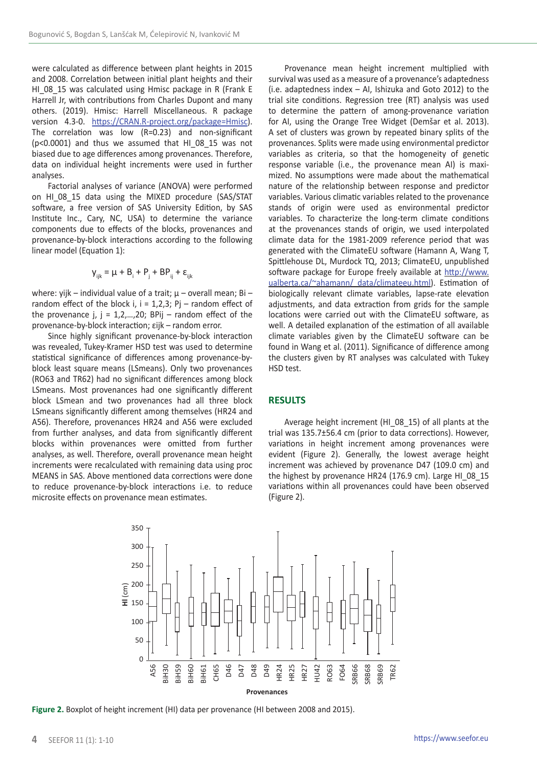were calculated as difference between plant heights in 2015 and 2008. Correlation between initial plant heights and their HI_08_15 was calculated using Hmisc package in R (Frank E Harrell Jr, with contributions from Charles Dupont and many others. (2019). Hmisc: Harrell Miscellaneous. R package version 4.3-0. https://CRAN.R-project.org/package=Hmisc). The correlation was low (R=0.23) and non-significant (p<0.0001) and thus we assumed that HI_08_15 was not biased due to age differences among provenances. Therefore, data on individual height increments were used in further analyses.

Factorial analyses of variance (ANOVA) were performed on HI_08_15 data using the MIXED procedure (SAS/STAT software, a free version of SAS University Edition, by SAS Institute Inc., Cary, NC, USA) to determine the variance components due to effects of the blocks, provenances and provenance-by-block interactions according to the following linear model (Equation 1):

$$y_{ijk} = \mu + B_i + P_j + BP_{ij} + \varepsilon_{ijk}$$

where: $y_{ijk}$ – individual value of a trait; $\mu$ – overall mean; $B_i$ – random effect of the block i, i = 1,2,3; $P_j$ – random effect of the provenance j, j = 1,2,…,20; $BP_{ij}$ – random effect of the provenance-by-block interaction; $\varepsilon_{ijk}$ – random error.

Since highly significant provenance-by-block interaction was revealed, Tukey-Kramer HSD test was used to determine statistical significance of differences among provenance-by-block least square means (LSmeans). Only two provenances (RO63 and TR62) had no significant differences among block LSmeans. Most provenances had one significantly different block LSmean and two provenances had all three block LSmeans significantly different among themselves (HR24 and A56). Therefore, provenances HR24 and A56 were excluded from further analyses, and data from significantly different blocks within provenances were omitted from further analyses, as well. Therefore, overall provenance mean height increments were recalculated with remaining data using proc MEANS in SAS. Above mentioned data corrections were done to reduce provenance-by-block interactions i.e. to reduce microsite effects on provenance mean estimates.

Provenance mean height increment multiplied with survival was used as a measure of a provenance's adaptedness (i.e. adaptedness index – AI, Ishizuka and Goto 2012) to the trial site conditions. Regression tree (RT) analysis was used to determine the pattern of among-provenance variation for AI, using the Orange Tree Widget (Demšar et al. 2013). A set of clusters was grown by repeated binary splits of the provenances. Splits were made using environmental predictor variables as criteria, so that the homogeneity of genetic response variable (i.e., the provenance mean AI) is maximized. No assumptions were made about the mathematical nature of the relationship between response and predictor variables. Various climatic variables related to the provenance stands of origin were used as environmental predictor variables. To characterize the long-term climate conditions at the provenances stands of origin, we used interpolated climate data for the 1981-2009 reference period that was generated with the ClimateEU software (Hamann A, Wang T, Spittlehouse DL, Murdock TQ, 2013; ClimateEU, unpublished software package for Europe freely available at http://www.ualberta.ca/~ahamann/_data/climateeu.html). Estimation of biologically relevant climate variables, lapse-rate elevation adjustments, and data extraction from grids for the sample locations were carried out with the ClimateEU software, as well. A detailed explanation of the estimation of all available climate variables given by the ClimateEU software can be found in Wang et al. (2011). Significance of difference among the clusters given by RT analyses was calculated with Tukey HSD test.

## RESULTS

Average height increment (HI_08_15) of all plants at the trial was 135.7±56.4 cm (prior to data corrections). However, variations in height increment among provenances were evident (Figure 2). Generally, the lowest average height increment was achieved by provenance D47 (109.0 cm) and the highest by provenance HR24 (176.9 cm). Large HI_08_15 variations within all provenances could have been observed (Figure 2).

**Figure 2.** Boxplot of height increment (HI) data per provenance (HI between 2008 and 2015).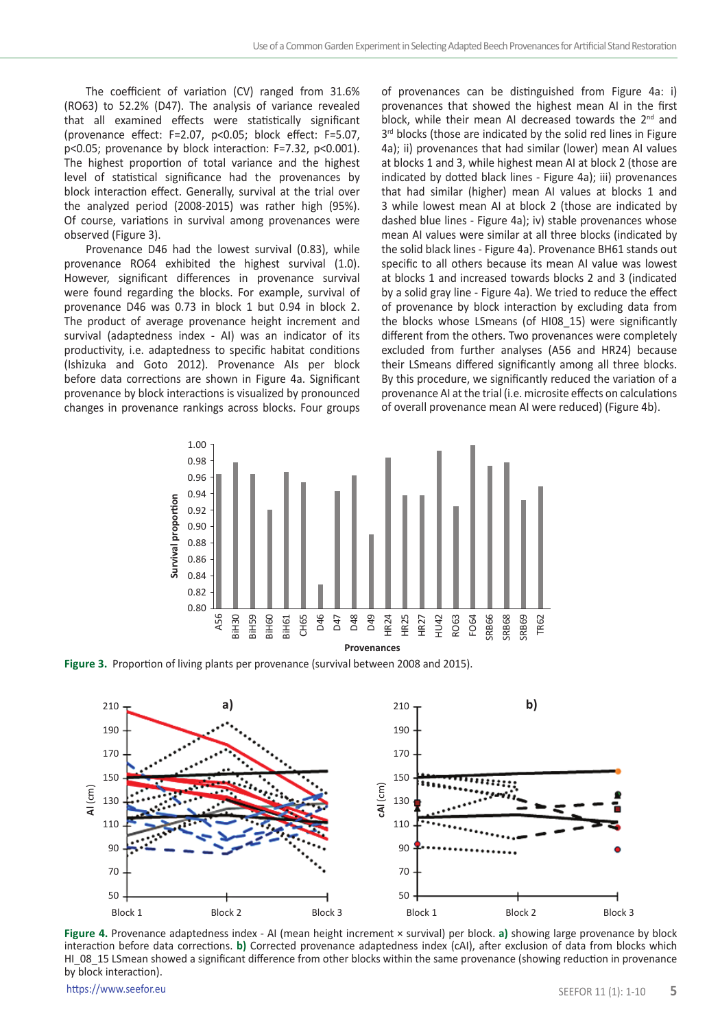The coefficient of variation (CV) ranged from 31.6% (RO63) to 52.2% (D47). The analysis of variance revealed that all examined effects were statistically significant (provenance effect: $F=2.07$, $p<0.05$; block effect: $F=5.07$, $p<0.05$; provenance by block interaction: $F=7.32$, $p<0.001$). The highest proportion of total variance and the highest level of statistical significance had the provenances by block interaction effect. Generally, survival at the trial over the analyzed period (2008-2015) was rather high (95%). Of course, variations in survival among provenances were observed (Figure 3).

Provenance D46 had the lowest survival (0.83), while provenance RO64 exhibited the highest survival (1.0). However, significant differences in provenance survival were found regarding the blocks. For example, survival of provenance D46 was 0.73 in block 1 but 0.94 in block 2. The product of average provenance height increment and survival (adaptedness index - AI) was an indicator of its productivity, i.e. adaptedness to specific habitat conditions (Ishizuka and Goto 2012). Provenance AIs per block before data corrections are shown in Figure 4a. Significant provenance by block interactions is visualized by pronounced changes in provenance rankings across blocks. Four groups of provenances can be distinguished from Figure 4a: i) provenances that showed the highest mean AI in the first block, while their mean AI decreased towards the 2nd and 3rd blocks (those are indicated by the solid red lines in Figure 4a); ii) provenances that had similar (lower) mean AI values at blocks 1 and 3, while highest mean AI at block 2 (those are indicated by dotted black lines - Figure 4a); iii) provenances that had similar (higher) mean AI values at blocks 1 and 3 while lowest mean AI at block 2 (those are indicated by dashed blue lines - Figure 4a); iv) stable provenances whose mean AI values were similar at all three blocks (indicated by the solid black lines - Figure 4a). Provenance BH61 stands out specific to all others because its mean AI value was lowest at blocks 1 and increased towards blocks 2 and 3 (indicated by a solid gray line - Figure 4a). We tried to reduce the effect of provenance by block interaction by excluding data from the blocks whose LSmeans (of HI08_15) were significantly different from the others. Two provenances were completely excluded from further analyses (A56 and HR24) because their LSmeans differed significantly among all three blocks. By this procedure, we significantly reduced the variation of a provenance AI at the trial (i.e. microsite effects on calculations of overall provenance mean AI were reduced) (Figure 4b).

**Figure 3.** Proportion of living plants per provenance (survival between 2008 and 2015).

**Figure 4.** Provenance adaptedness index - AI (mean height increment × survival) per block. **a)** showing large provenance by block interaction before data corrections. **b)** Corrected provenance adaptedness index (cAI), after exclusion of data from blocks which HI_08_15 LSmean showed a significant difference from other blocks within the same provenance (showing reduction in provenance by block interaction).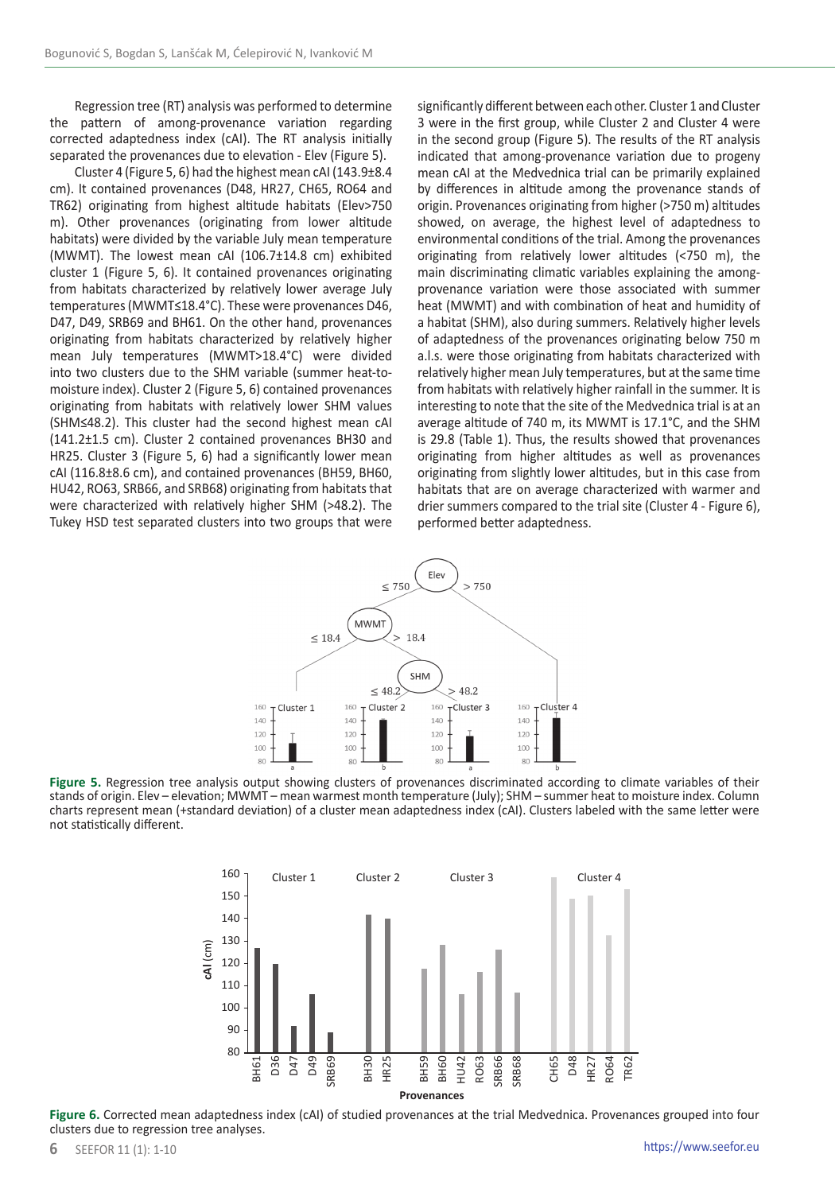Regression tree (RT) analysis was performed to determine the pattern of among-provenance variation regarding corrected adaptedness index (cAI). The RT analysis initially separated the provenances due to elevation - Elev (Figure 5).

Cluster 4 (Figure 5, 6) had the highest mean cAI (143.9±8.4 cm). It contained provenances (D48, HR27, CH65, RO64 and TR62) originating from highest altitude habitats (Elev>750 m). Other provenances (originating from lower altitude habitats) were divided by the variable July mean temperature (MWMT). The lowest mean cAI (106.7±14.8 cm) exhibited cluster 1 (Figure 5, 6). It contained provenances originating from habitats characterized by relatively lower average July temperatures (MWMT≤18.4°C). These were provenances D46, D47, D49, SRB69 and BH61. On the other hand, provenances originating from habitats characterized by relatively higher mean July temperatures (MWMT>18.4°C) were divided into two clusters due to the SHM variable (summer heat-to-moisture index). Cluster 2 (Figure 5, 6) contained provenances originating from habitats with relatively lower SHM values (SHM≤48.2). This cluster had the second highest mean cAI (141.2±1.5 cm). Cluster 2 contained provenances BH30 and HR25. Cluster 3 (Figure 5, 6) had a significantly lower mean cAI (116.8±8.6 cm), and contained provenances (BH59, BH60, HU42, RO63, SRB66, and SRB68) originating from habitats that were characterized with relatively higher SHM (>48.2). The Tukey HSD test separated clusters into two groups that were significantly different between each other. Cluster 1 and Cluster 3 were in the first group, while Cluster 2 and Cluster 4 were in the second group (Figure 5). The results of the RT analysis indicated that among-provenance variation due to progeny mean cAI at the Medvednica trial can be primarily explained by differences in altitude among the provenance stands of origin. Provenances originating from higher (>750 m) altitudes showed, on average, the highest level of adaptedness to environmental conditions of the trial. Among the provenances originating from relatively lower altitudes (<750 m), the main discriminating climatic variables explaining the among-provenance variation were those associated with summer heat (MWMT) and with combination of heat and humidity of a habitat (SHM), also during summers. Relatively higher levels of adaptedness of the provenances originating below 750 m a.l.s. were those originating from habitats characterized with relatively higher mean July temperatures, but at the same time from habitats with relatively higher rainfall in the summer. It is interesting to note that the site of the Medvednica trial is at an average altitude of 740 m, its MWMT is 17.1°C, and the SHM is 29.8 (Table 1). Thus, the results showed that provenances originating from higher altitudes as well as provenances originating from slightly lower altitudes, but in this case from habitats that are on average characterized with warmer and drier summers compared to the trial site (Cluster 4 - Figure 6), performed better adaptedness.

**Figure 5.** Regression tree analysis output showing clusters of provenances discriminated according to climate variables of their stands of origin. Elev – elevation; MWMT – mean warmest month temperature (July); SHM – summer heat to moisture index. Column charts represent mean (+standard deviation) of a cluster mean adaptedness index (cAI). Clusters labeled with the same letter were not statistically different.

**Figure 6.** Corrected mean adaptedness index (cAI) of studied provenances at the trial Medvednica. Provenances grouped into four clusters due to regression tree analyses.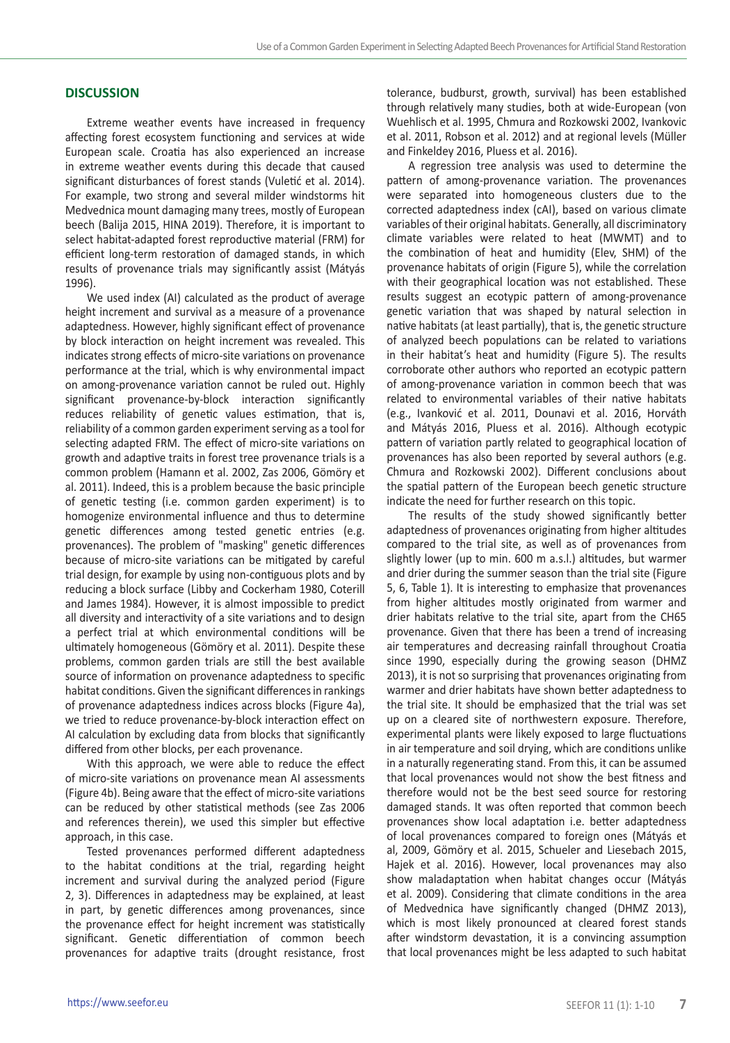## DISCUSSION

Extreme weather events have increased in frequency affecting forest ecosystem functioning and services at wide European scale. Croatia has also experienced an increase in extreme weather events during this decade that caused significant disturbances of forest stands (Vuletić et al. 2014). For example, two strong and several milder windstorms hit Medvednica mount damaging many trees, mostly of European beech (Balija 2015, HINA 2019). Therefore, it is important to select habitat-adapted forest reproductive material (FRM) for efficient long-term restoration of damaged stands, in which results of provenance trials may significantly assist (Mátyás 1996).

We used index (AI) calculated as the product of average height increment and survival as a measure of a provenance adaptedness. However, highly significant effect of provenance by block interaction on height increment was revealed. This indicates strong effects of micro-site variations on provenance performance at the trial, which is why environmental impact on among-provenance variation cannot be ruled out. Highly significant provenance-by-block interaction significantly reduces reliability of genetic values estimation, that is, reliability of a common garden experiment serving as a tool for selecting adapted FRM. The effect of micro-site variations on growth and adaptive traits in forest tree provenance trials is a common problem (Hamann et al. 2002, Zas 2006, Gömöry et al. 2011). Indeed, this is a problem because the basic principle of genetic testing (i.e. common garden experiment) is to homogenize environmental influence and thus to determine genetic differences among tested genetic entries (e.g. provenances). The problem of "masking" genetic differences because of micro-site variations can be mitigated by careful trial design, for example by using non-contiguous plots and by reducing a block surface (Libby and Cockerham 1980, Coterill and James 1984). However, it is almost impossible to predict all diversity and interactivity of a site variations and to design a perfect trial at which environmental conditions will be ultimately homogeneous (Gömöry et al. 2011). Despite these problems, common garden trials are still the best available source of information on provenance adaptedness to specific habitat conditions. Given the significant differences in rankings of provenance adaptedness indices across blocks (Figure 4a), we tried to reduce provenance-by-block interaction effect on AI calculation by excluding data from blocks that significantly differed from other blocks, per each provenance.

With this approach, we were able to reduce the effect of micro-site variations on provenance mean AI assessments (Figure 4b). Being aware that the effect of micro-site variations can be reduced by other statistical methods (see Zas 2006 and references therein), we used this simpler but effective approach, in this case.

Tested provenances performed different adaptedness to the habitat conditions at the trial, regarding height increment and survival during the analyzed period (Figure 2, 3). Differences in adaptedness may be explained, at least in part, by genetic differences among provenances, since the provenance effect for height increment was statistically significant. Genetic differentiation of common beech provenances for adaptive traits (drought resistance, frost tolerance, budburst, growth, survival) has been established through relatively many studies, both at wide-European (von Wuehlisch et al. 1995, Chmura and Rozkowski 2002, Ivankovic et al. 2011, Robson et al. 2012) and at regional levels (Müller and Finkeldey 2016, Pluess et al. 2016).

A regression tree analysis was used to determine the pattern of among-provenance variation. The provenances were separated into homogeneous clusters due to the corrected adaptedness index (cAI), based on various climate variables of their original habitats. Generally, all discriminatory climate variables were related to heat (MWMT) and to the combination of heat and humidity (Elev, SHM) of the provenance habitats of origin (Figure 5), while the correlation with their geographical location was not established. These results suggest an ecotypic pattern of among-provenance genetic variation that was shaped by natural selection in native habitats (at least partially), that is, the genetic structure of analyzed beech populations can be related to variations in their habitat's heat and humidity (Figure 5). The results corroborate other authors who reported an ecotypic pattern of among-provenance variation in common beech that was related to environmental variables of their native habitats (e.g., Ivanković et al. 2011, Dounavi et al. 2016, Horváth and Mátyás 2016, Pluess et al. 2016). Although ecotypic pattern of variation partly related to geographical location of provenances has also been reported by several authors (e.g. Chmura and Rozkowski 2002). Different conclusions about the spatial pattern of the European beech genetic structure indicate the need for further research on this topic.

The results of the study showed significantly better adaptedness of provenances originating from higher altitudes compared to the trial site, as well as of provenances from slightly lower (up to min. 600 m a.s.l.) altitudes, but warmer and drier during the summer season than the trial site (Figure 5, 6, Table 1). It is interesting to emphasize that provenances from higher altitudes mostly originated from warmer and drier habitats relative to the trial site, apart from the CH65 provenance. Given that there has been a trend of increasing air temperatures and decreasing rainfall throughout Croatia since 1990, especially during the growing season (DHMZ 2013), it is not so surprising that provenances originating from warmer and drier habitats have shown better adaptedness to the trial site. It should be emphasized that the trial was set up on a cleared site of northwestern exposure. Therefore, experimental plants were likely exposed to large fluctuations in air temperature and soil drying, which are conditions unlike in a naturally regenerating stand. From this, it can be assumed that local provenances would not show the best fitness and therefore would not be the best seed source for restoring damaged stands. It was often reported that common beech provenances show local adaptation i.e. better adaptedness of local provenances compared to foreign ones (Mátyás et al, 2009, Gömöry et al. 2015, Schueler and Liesebach 2015, Hajek et al. 2016). However, local provenances may also show maladaptation when habitat changes occur (Mátyás et al. 2009). Considering that climate conditions in the area of Medvednica have significantly changed (DHMZ 2013), which is most likely pronounced at cleared forest stands after windstorm devastation, it is a convincing assumption that local provenances might be less adapted to such habitat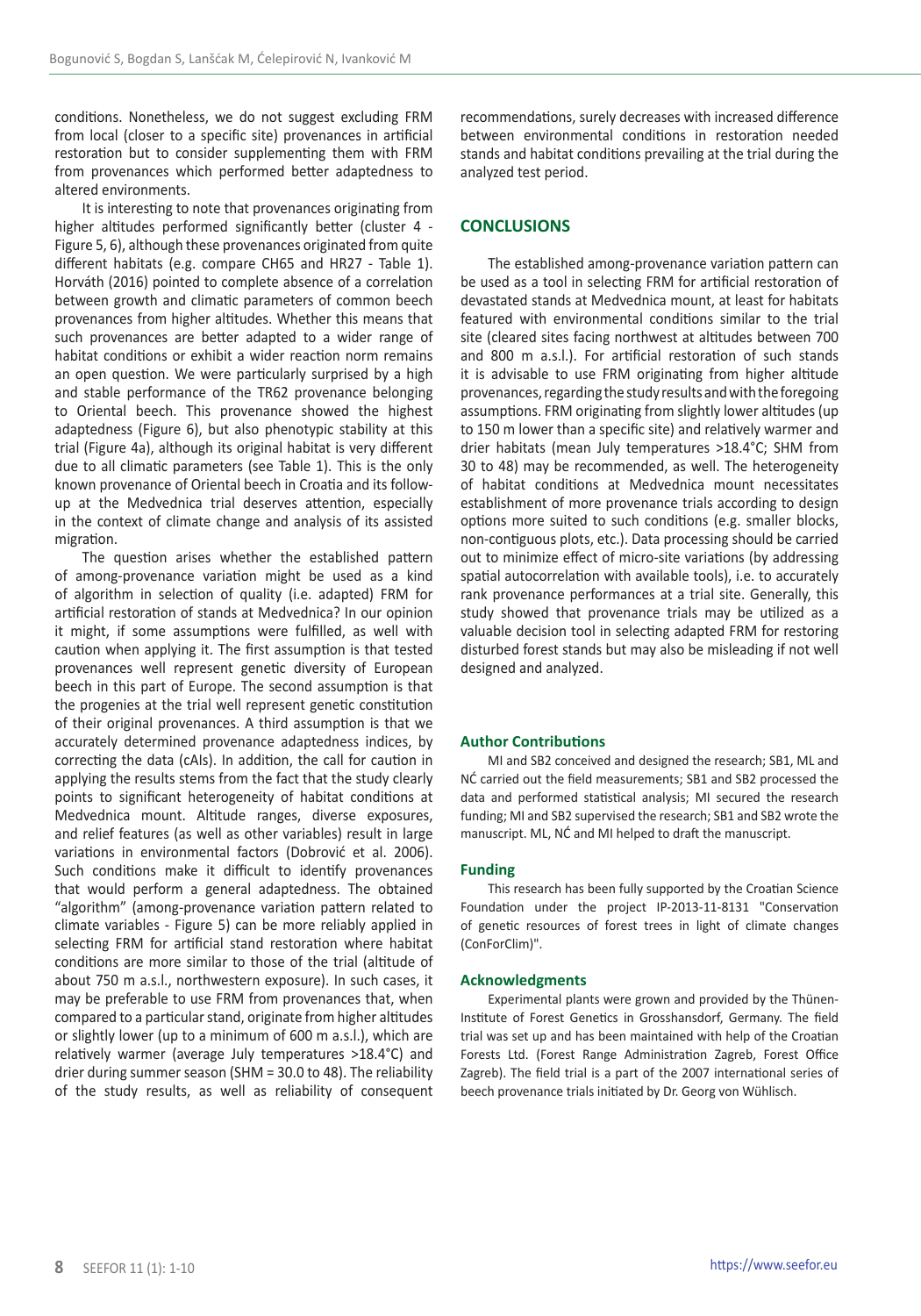conditions. Nonetheless, we do not suggest excluding FRM from local (closer to a specific site) provenances in artificial restoration but to consider supplementing them with FRM from provenances which performed better adaptedness to altered environments.

It is interesting to note that provenances originating from higher altitudes performed significantly better (cluster 4 - Figure 5, 6), although these provenances originated from quite different habitats (e.g. compare CH65 and HR27 - Table 1). Horváth (2016) pointed to complete absence of a correlation between growth and climatic parameters of common beech provenances from higher altitudes. Whether this means that such provenances are better adapted to a wider range of habitat conditions or exhibit a wider reaction norm remains an open question. We were particularly surprised by a high and stable performance of the TR62 provenance belonging to Oriental beech. This provenance showed the highest adaptedness (Figure 6), but also phenotypic stability at this trial (Figure 4a), although its original habitat is very different due to all climatic parameters (see Table 1). This is the only known provenance of Oriental beech in Croatia and its follow-up at the Medvednica trial deserves attention, especially in the context of climate change and analysis of its assisted migration.

The question arises whether the established pattern of among-provenance variation might be used as a kind of algorithm in selection of quality (i.e. adapted) FRM for artificial restoration of stands at Medvednica? In our opinion it might, if some assumptions were fulfilled, as well with caution when applying it. The first assumption is that tested provenances well represent genetic diversity of European beech in this part of Europe. The second assumption is that the progenies at the trial well represent genetic constitution of their original provenances. A third assumption is that we accurately determined provenance adaptedness indices, by correcting the data (cAIs). In addition, the call for caution in applying the results stems from the fact that the study clearly points to significant heterogeneity of habitat conditions at Medvednica mount. Altitude ranges, diverse exposures, and relief features (as well as other variables) result in large variations in environmental factors (Dobrović et al. 2006). Such conditions make it difficult to identify provenances that would perform a general adaptedness. The obtained "algorithm" (among-provenance variation pattern related to climate variables - Figure 5) can be more reliably applied in selecting FRM for artificial stand restoration where habitat conditions are more similar to those of the trial (altitude of about 750 m a.s.l., northwestern exposure). In such cases, it may be preferable to use FRM from provenances that, when compared to a particular stand, originate from higher altitudes or slightly lower (up to a minimum of 600 m a.s.l.), which are relatively warmer (average July temperatures >18.4°C) and drier during summer season (SHM = 30.0 to 48). The reliability of the study results, as well as reliability of consequent recommendations, surely decreases with increased difference between environmental conditions in restoration needed stands and habitat conditions prevailing at the trial during the analyzed test period.

## CONCLUSIONS

The established among-provenance variation pattern can be used as a tool in selecting FRM for artificial restoration of devastated stands at Medvednica mount, at least for habitats featured with environmental conditions similar to the trial site (cleared sites facing northwest at altitudes between 700 and 800 m a.s.l.). For artificial restoration of such stands it is advisable to use FRM originating from higher altitude provenances, regarding the study results and with the foregoing assumptions. FRM originating from slightly lower altitudes (up to 150 m lower than a specific site) and relatively warmer and drier habitats (mean July temperatures >18.4°C; SHM from 30 to 48) may be recommended, as well. The heterogeneity of habitat conditions at Medvednica mount necessitates establishment of more provenance trials according to design options more suited to such conditions (e.g. smaller blocks, non-contiguous plots, etc.). Data processing should be carried out to minimize effect of micro-site variations (by addressing spatial autocorrelation with available tools), i.e. to accurately rank provenance performances at a trial site. Generally, this study showed that provenance trials may be utilized as a valuable decision tool in selecting adapted FRM for restoring disturbed forest stands but may also be misleading if not well designed and analyzed.

### Author Contributions

MI and SB2 conceived and designed the research; SB1, ML and NĆ carried out the field measurements; SB1 and SB2 processed the data and performed statistical analysis; MI secured the research funding; MI and SB2 supervised the research; SB1 and SB2 wrote the manuscript. ML, NĆ and MI helped to draft the manuscript.

### Funding

This research has been fully supported by the Croatian Science Foundation under the project IP-2013-11-8131 "Conservation of genetic resources of forest trees in light of climate changes (ConForClim)".

### Acknowledgments

Experimental plants were grown and provided by the Thünen-Institute of Forest Genetics in Grosshansdorf, Germany. The field trial was set up and has been maintained with help of the Croatian Forests Ltd. (Forest Range Administration Zagreb, Forest Office Zagreb). The field trial is a part of the 2007 international series of beech provenance trials initiated by Dr. Georg von Wühlisch.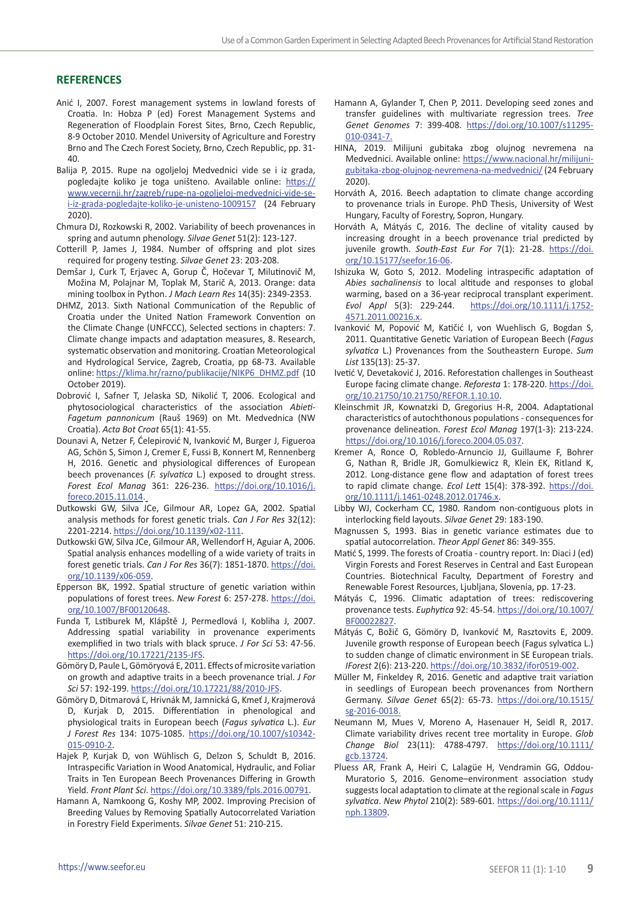## REFERENCES

Anić I, 2007. Forest management systems in lowland forests of Croatia. In: Hobza P (ed) Forest Management Systems and Regeneration of Floodplain Forest Sites, Brno, Czech Republic, 8-9 October 2010. Mendel University of Agriculture and Forestry Brno and The Czech Forest Society, Brno, Czech Republic, pp. 31-40.

Balija P, 2015. Rupe na ogoljeloj Medvednici vide se i iz grada, pogledajte koliko je toga uništeno. Available online: https://www.vecernji.hr/zagreb/rupe-na-ogoljeloj-medvednici-vide-se-i-iz-grada-pogledajte-koliko-je-unisteno-1009157 (24 February 2020).

Chmura DJ, Rozkowski R, 2002. Variability of beech provenances in spring and autumn phenology. *Silvae Genet* 51(2): 123-127.

Cotterill P, James J, 1984. Number of offspring and plot sizes required for progeny testing. *Silvae Genet* 23: 203-208.

Demšar J, Curk T, Erjavec A, Gorup Č, Hočevar T, Milutinovič M, Možina M, Polajnar M, Toplak M, Starič A, 2013. Orange: data mining toolbox in Python. *J Mach Learn Res* 14(35): 2349-2353.

DHMZ, 2013. Sixth National Communication of the Republic of Croatia under the United Nation Framework Convention on the Climate Change (UNFCCC), Selected sections in chapters: 7. Climate change impacts and adaptation measures, 8. Research, systematic observation and monitoring. Croatian Meteorological and Hydrological Service, Zagreb, Croatia, pp 68-73. Available online: https://klima.hr/razno/publikacije/NIKP6_DHMZ.pdf (10 October 2019).

Dobrović I, Safner T, Jelaska SD, Nikolić T, 2006. Ecological and phytosociological characteristics of the association *Abieti-Fagetum pannonicum* (Rauš 1969) on Mt. Medvednica (NW Croatia). *Acta Bot Croat* 65(1): 41-55.

Dounavi A, Netzer F, Ćelepirović N, Ivanković M, Burger J, Figueroa AG, Schön S, Simon J, Cremer E, Fussi B, Konnert M, Rennenberg H, 2016. Genetic and physiological differences of European beech provenances (*F. sylvatica* L.) exposed to drought stress. *Forest Ecol Manag* 361: 226-236. https://doi.org/10.1016/j.foreco.2015.11.014.

Dutkowski GW, Silva JCe, Gilmour AR, Lopez GA, 2002. Spatial analysis methods for forest genetic trials. *Can J For Res* 32(12): 2201-2214. https://doi.org/10.1139/x02-111.

Dutkowski GW, Silva JCe, Gilmour AR, Wellendorf H, Aguiar A, 2006. Spatial analysis enhances modelling of a wide variety of traits in forest genetic trials. *Can J For Res* 36(7): 1851-1870. https://doi.org/10.1139/x06-059.

Epperson BK, 1992. Spatial structure of genetic variation within populations of forest trees. *New Forest* 6: 257-278. https://doi.org/10.1007/BF00120648.

Funda T, Lstiburek M, Klápště J, Permedlová I, Kobliha J, 2007. Addressing spatial variability in provenance experiments exemplified in two trials with black spruce. *J For Sci* 53: 47-56. https://doi.org/10.17221/2135-JFS.

Gömöry D, Paule L, Gömöryová E, 2011. Effects of microsite variation on growth and adaptive traits in a beech provenance trial. *J For Sci* 57: 192-199. https://doi.org/10.17221/88/2010-JFS.

Gömöry D, Ditmarová Ľ, Hrivnák M, Jamnická G, Kmeť J, Krajmerová D, Kurjak D, 2015. Differentiation in phenological and physiological traits in European beech (*Fagus sylvatica* L.). *Eur J Forest Res* 134: 1075-1085. https://doi.org/10.1007/s10342-015-0910-2.

Hajek P, Kurjak D, von Wühlisch G, Delzon S, Schuldt B, 2016. Intraspecific Variation in Wood Anatomical, Hydraulic, and Foliar Traits in Ten European Beech Provenances Differing in Growth Yield. *Front Plant Sci*. https://doi.org/10.3389/fpls.2016.00791.

Hamann A, Namkoong G, Koshy MP, 2002. Improving Precision of Breeding Values by Removing Spatially Autocorrelated Variation in Forestry Field Experiments. *Silvae Genet* 51: 210-215.

Hamann A, Gylander T, Chen P, 2011. Developing seed zones and transfer guidelines with multivariate regression trees. *Tree Genet Genomes* 7: 399-408. https://doi.org/10.1007/s11295-010-0341-7.

HINA, 2019. Milijuni gubitaka zbog olujnog nevremena na Medvednici. Available online: https://www.nacional.hr/milijuni-gubitaka-zbog-olujnog-nevremena-na-medvednici/ (24 February 2020).

Horváth A, 2016. Beech adaptation to climate change according to provenance trials in Europe. PhD Thesis, University of West Hungary, Faculty of Forestry, Sopron, Hungary.

Horváth A, Mátyás C, 2016. The decline of vitality caused by increasing drought in a beech provenance trial predicted by juvenile growth. *South-East Eur For* 7(1): 21-28. https://doi.org/10.15177/seefor.16-06.

Ishizuka W, Goto S, 2012. Modeling intraspecific adaptation of *Abies sachalinensis* to local altitude and responses to global warming, based on a 36-year reciprocal transplant experiment. *Evol Appl* 5(3): 229-244. https://doi.org/10.1111/j.1752-4571.2011.00216.x.

Ivanković M, Popović M, Katičić I, von Wuehlisch G, Bogdan S, 2011. Quantitative Genetic Variation of European Beech (*Fagus sylvatica* L.) Provenances from the Southeastern Europe. *Sum List* 135(13): 25-37.

Ivetić V, Devetaković J, 2016. Reforestation challenges in Southeast Europe facing climate change. *Reforesta* 1: 178-220. https://doi.org/10.21750/10.21750/REFOR.1.10.10.

Kleinschmit JR, Kownatzki D, Gregorius H-R, 2004. Adaptational characteristics of autochthonous populations - consequences for provenance delineation. *Forest Ecol Manag* 197(1-3): 213-224. https://doi.org/10.1016/j.foreco.2004.05.037.

Kremer A, Ronce O, Robledo-Arnuncio JJ, Guillaume F, Bohrer G, Nathan R, Bridle JR, Gomulkiewicz R, Klein EK, Ritland K, 2012. Long-distance gene flow and adaptation of forest trees to rapid climate change. *Ecol Lett* 15(4): 378-392. https://doi.org/10.1111/j.1461-0248.2012.01746.x.

Libby WJ, Cockerham CC, 1980. Random non-contiguous plots in interlocking field layouts. *Silvae Genet* 29: 183-190.

Magnussen S, 1993. Bias in genetic variance estimates due to spatial autocorrelation. *Theor Appl Genet* 86: 349-355.

Matić S, 1999. The forests of Croatia - country report. In: Diaci J (ed) Virgin Forests and Forest Reserves in Central and East European Countries. Biotechnical Faculty, Department of Forestry and Renewable Forest Resources, Ljubljana, Slovenia, pp. 17-23.

Mátyás C, 1996. Climatic adaptation of trees: rediscovering provenance tests. *Euphytica* 92: 45-54. https://doi.org/10.1007/BF00022827.

Mátyás C, Božič G, Gömöry D, Ivanković M, Rasztovits E, 2009. Juvenile growth response of European beech (Fagus sylvatica L.) to sudden change of climatic environment in SE European trials. *IForest* 2(6): 213-220. https://doi.org/10.3832/ifor0519-002.

Müller M, Finkeldey R, 2016. Genetic and adaptive trait variation in seedlings of European beech provenances from Northern Germany. *Silvae Genet* 65(2): 65-73. https://doi.org/10.1515/sg-2016-0018.

Neumann M, Mues V, Moreno A, Hasenauer H, Seidl R, 2017. Climate variability drives recent tree mortality in Europe. *Glob Change Biol* 23(11): 4788-4797. https://doi.org/10.1111/gcb.13724.

Pluess AR, Frank A, Heiri C, Lalagüe H, Vendramin GG, Oddou-Muratorio S, 2016. Genome–environment association study suggests local adaptation to climate at the regional scale in *Fagus sylvatica*. *New Phytol* 210(2): 589-601. https://doi.org/10.1111/nph.13809.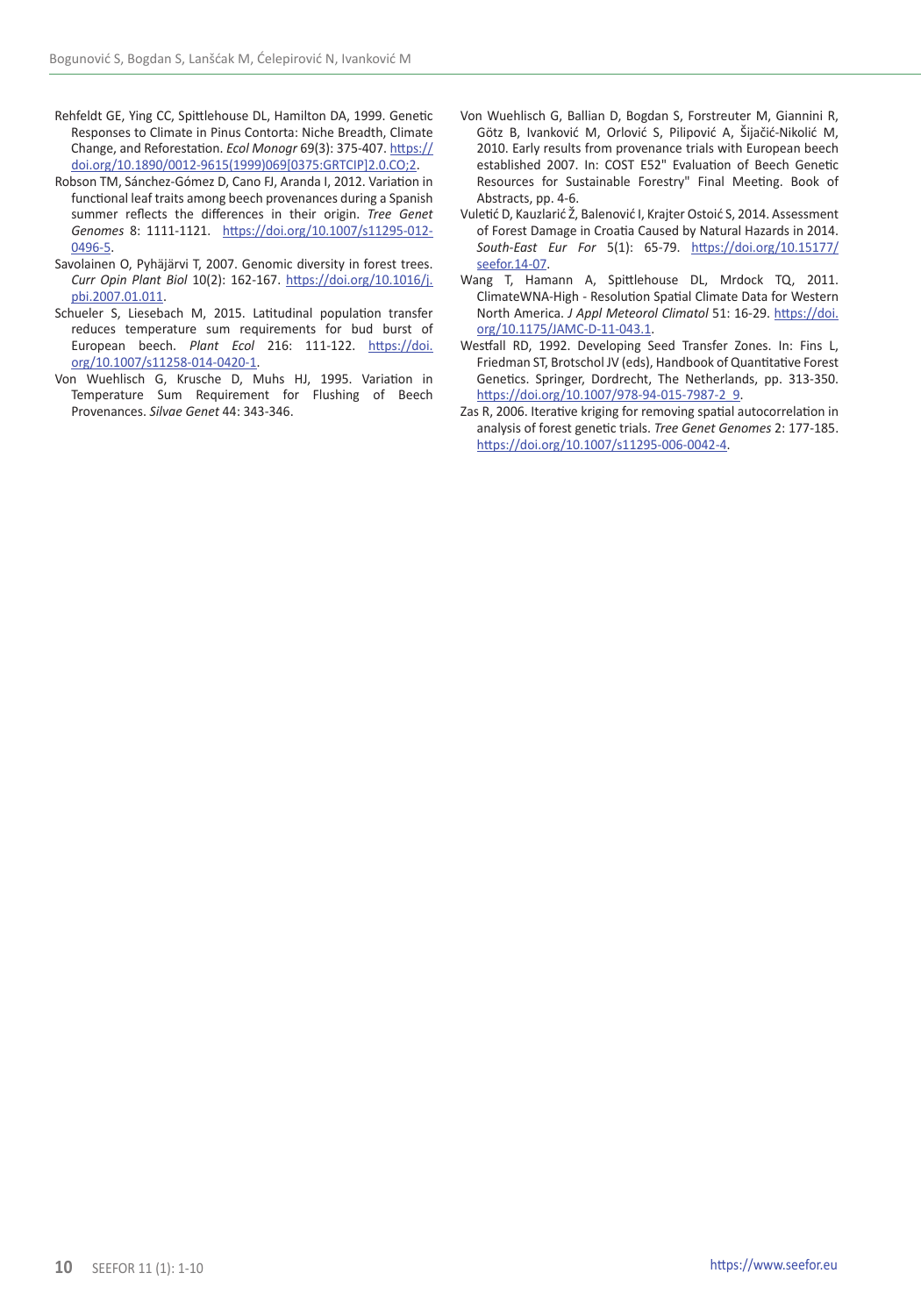Rehfeldt GE, Ying CC, Spittlehouse DL, Hamilton DA, 1999. Genetic Responses to Climate in Pinus Contorta: Niche Breadth, Climate Change, and Reforestation. *Ecol Monogr* 69(3): 375-407. https://doi.org/10.1890/0012-9615(1999)069[0375:GRTCIP]2.0.CO;2.

Robson TM, Sánchez-Gómez D, Cano FJ, Aranda I, 2012. Variation in functional leaf traits among beech provenances during a Spanish summer reflects the differences in their origin. *Tree Genet Genomes* 8: 1111-1121. https://doi.org/10.1007/s11295-012-0496-5.

Savolainen O, Pyhäjärvi T, 2007. Genomic diversity in forest trees. *Curr Opin Plant Biol* 10(2): 162-167. https://doi.org/10.1016/j.pbi.2007.01.011.

Schueler S, Liesebach M, 2015. Latitudinal population transfer reduces temperature sum requirements for bud burst of European beech. *Plant Ecol* 216: 111-122. https://doi.org/10.1007/s11258-014-0420-1.

Von Wuehlisch G, Krusche D, Muhs HJ, 1995. Variation in Temperature Sum Requirement for Flushing of Beech Provenances. *Silvae Genet* 44: 343-346.

Von Wuehlisch G, Ballian D, Bogdan S, Forstreuter M, Giannini R, Götz B, Ivanković M, Orlović S, Pilipović A, Šijačić-Nikolić M, 2010. Early results from provenance trials with European beech established 2007. In: COST E52" Evaluation of Beech Genetic Resources for Sustainable Forestry" Final Meeting. Book of Abstracts, pp. 4-6.

Vuletić D, Kauzlarić Ž, Balenović I, Krajter Ostoić S, 2014. Assessment of Forest Damage in Croatia Caused by Natural Hazards in 2014. *South-East Eur For* 5(1): 65-79. https://doi.org/10.15177/seefor.14-07.

Wang T, Hamann A, Spittlehouse DL, Mrdock TQ, 2011. ClimateWNA-High - Resolution Spatial Climate Data for Western North America. *J Appl Meteorol Climatol* 51: 16-29. https://doi.org/10.1175/JAMC-D-11-043.1.

Westfall RD, 1992. Developing Seed Transfer Zones. In: Fins L, Friedman ST, Brotschol JV (eds), Handbook of Quantitative Forest Genetics. Springer, Dordrecht, The Netherlands, pp. 313-350. https://doi.org/10.1007/978-94-015-7987-2_9.

Zas R, 2006. Iterative kriging for removing spatial autocorrelation in analysis of forest genetic trials. *Tree Genet Genomes* 2: 177-185. https://doi.org/10.1007/s11295-006-0042-4.